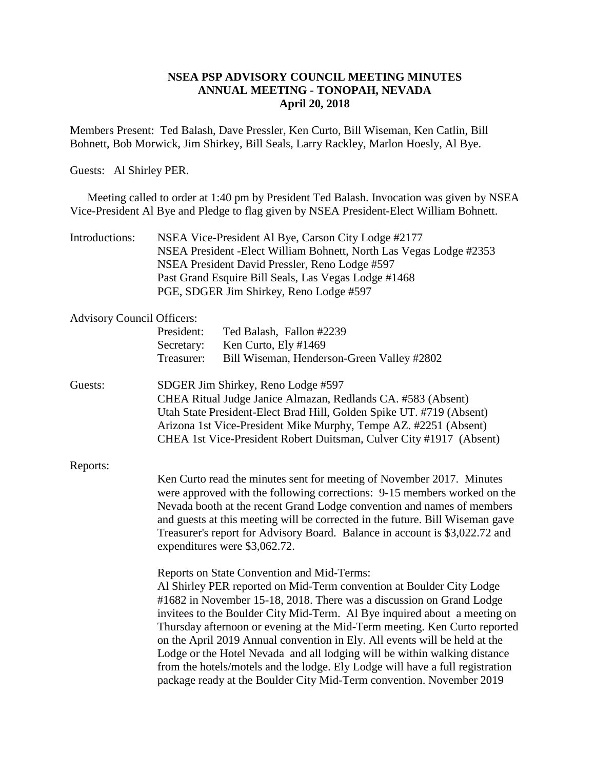**NSEA PSP ADVISORY COUNCIL MEETING MINUTES**
**ANNUAL MEETING - TONOPAH, NEVADA**
**April 20, 2018**

Members Present: Ted Balash, Dave Pressler, Ken Curto, Bill Wiseman, Ken Catlin, Bill Bohnett, Bob Morwick, Jim Shirkey, Bill Seals, Larry Rackley, Marlon Hoesly, Al Bye.

Guests: Al Shirley PER.

Meeting called to order at 1:40 pm by President Ted Balash. Invocation was given by NSEA Vice-President Al Bye and Pledge to flag given by NSEA President-Elect William Bohnett.

Introductions:
NSEA Vice-President Al Bye, Carson City Lodge #2177
NSEA President -Elect William Bohnett, North Las Vegas Lodge #2353
NSEA President David Pressler, Reno Lodge #597
Past Grand Esquire Bill Seals, Las Vegas Lodge #1468
PGE, SDGER Jim Shirkey, Reno Lodge #597

Advisory Council Officers:

| | |
|---|---|
| President: | Ted Balash, Fallon #2239 |
| Secretary: | Ken Curto, Ely #1469 |
| Treasurer: | Bill Wiseman, Henderson-Green Valley #2802 |

Guests:
SDGER Jim Shirkey, Reno Lodge #597
CHEA Ritual Judge Janice Almazan, Redlands CA. #583 (Absent)
Utah State President-Elect Brad Hill, Golden Spike UT. #719 (Absent)
Arizona 1st Vice-President Mike Murphy, Tempe AZ. #2251 (Absent)
CHEA 1st Vice-President Robert Duitsman, Culver City #1917 (Absent)

Reports:

Ken Curto read the minutes sent for meeting of November 2017. Minutes were approved with the following corrections: 9-15 members worked on the Nevada booth at the recent Grand Lodge convention and names of members and guests at this meeting will be corrected in the future. Bill Wiseman gave Treasurer's report for Advisory Board. Balance in account is $3,022.72 and expenditures were $3,062.72.

Reports on State Convention and Mid-Terms:
Al Shirley PER reported on Mid-Term convention at Boulder City Lodge #1682 in November 15-18, 2018. There was a discussion on Grand Lodge invitees to the Boulder City Mid-Term. Al Bye inquired about a meeting on Thursday afternoon or evening at the Mid-Term meeting. Ken Curto reported on the April 2019 Annual convention in Ely. All events will be held at the Lodge or the Hotel Nevada and all lodging will be within walking distance from the hotels/motels and the lodge. Ely Lodge will have a full registration package ready at the Boulder City Mid-Term convention. November 2019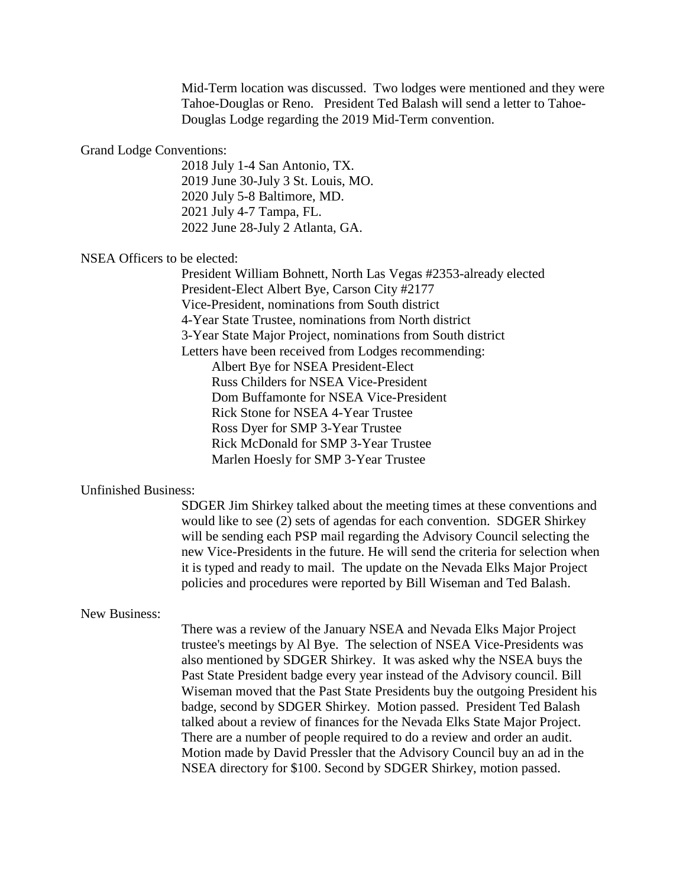Mid-Term location was discussed. Two lodges were mentioned and they were Tahoe-Douglas or Reno. President Ted Balash will send a letter to Tahoe-Douglas Lodge regarding the 2019 Mid-Term convention.

Grand Lodge Conventions:

2018 July 1-4 San Antonio, TX.
2019 June 30-July 3 St. Louis, MO.
2020 July 5-8 Baltimore, MD.
2021 July 4-7 Tampa, FL.
2022 June 28-July 2 Atlanta, GA.

NSEA Officers to be elected:

President William Bohnett, North Las Vegas #2353-already elected
President-Elect Albert Bye, Carson City #2177
Vice-President, nominations from South district
4-Year State Trustee, nominations from North district
3-Year State Major Project, nominations from South district
Letters have been received from Lodges recommending:

- Albert Bye for NSEA President-Elect
- Russ Childers for NSEA Vice-President
- Dom Buffamonte for NSEA Vice-President
- Rick Stone for NSEA 4-Year Trustee
- Ross Dyer for SMP 3-Year Trustee
- Rick McDonald for SMP 3-Year Trustee
- Marlen Hoesly for SMP 3-Year Trustee

Unfinished Business:

SDGER Jim Shirkey talked about the meeting times at these conventions and would like to see (2) sets of agendas for each convention. SDGER Shirkey will be sending each PSP mail regarding the Advisory Council selecting the new Vice-Presidents in the future. He will send the criteria for selection when it is typed and ready to mail. The update on the Nevada Elks Major Project policies and procedures were reported by Bill Wiseman and Ted Balash.

New Business:

There was a review of the January NSEA and Nevada Elks Major Project trustee's meetings by Al Bye. The selection of NSEA Vice-Presidents was also mentioned by SDGER Shirkey. It was asked why the NSEA buys the Past State President badge every year instead of the Advisory council. Bill Wiseman moved that the Past State Presidents buy the outgoing President his badge, second by SDGER Shirkey. Motion passed. President Ted Balash talked about a review of finances for the Nevada Elks State Major Project. There are a number of people required to do a review and order an audit. Motion made by David Pressler that the Advisory Council buy an ad in the NSEA directory for $100. Second by SDGER Shirkey, motion passed.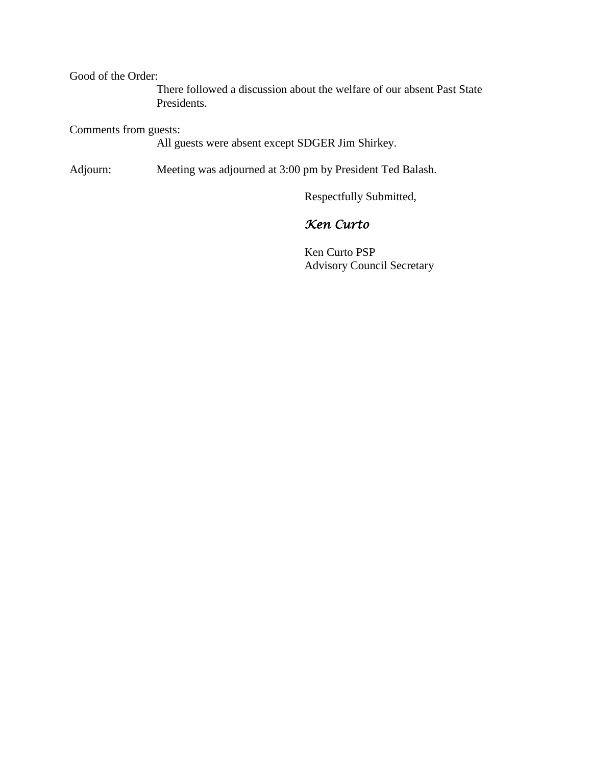Good of the Order:

There followed a discussion about the welfare of our absent Past State Presidents.

Comments from guests:

All guests were absent except SDGER Jim Shirkey.

Adjourn: Meeting was adjourned at 3:00 pm by President Ted Balash.

Respectfully Submitted,

*Ken Curto*

Ken Curto PSP
Advisory Council Secretary